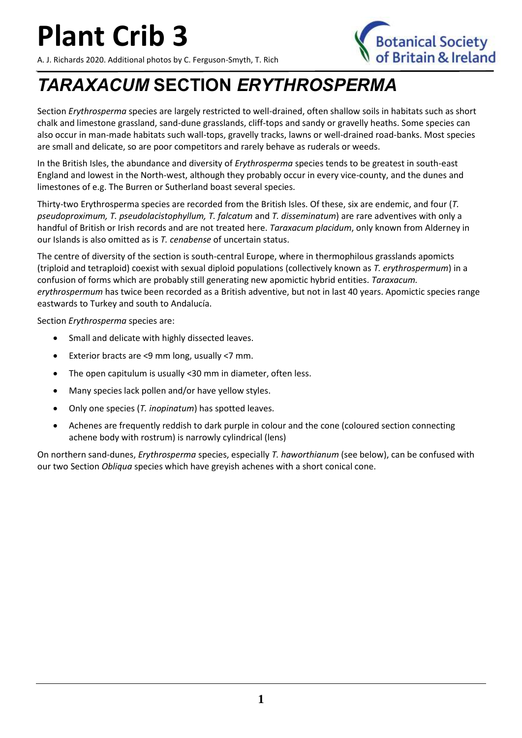# Plant Crib 3

A. J. Richards 2020. Additional photos by C. Ferguson-Smyth, T. Rich

Botanical Society of Britain & Ireland

# *TARAXACUM* SECTION *ERYTHROSPERMA*

Section *Erythrosperma* species are largely restricted to well-drained, often shallow soils in habitats such as short chalk and limestone grassland, sand-dune grasslands, cliff-tops and sandy or gravelly heaths. Some species can also occur in man-made habitats such wall-tops, gravelly tracks, lawns or well-drained road-banks. Most species are small and delicate, so are poor competitors and rarely behave as ruderals or weeds.

In the British Isles, the abundance and diversity of *Erythrosperma* species tends to be greatest in south-east England and lowest in the North-west, although they probably occur in every vice-county, and the dunes and limestones of e.g. The Burren or Sutherland boast several species.

Thirty-two Erythrosperma species are recorded from the British Isles. Of these, six are endemic, and four (*T. pseudoproximum, T. pseudolacistophyllum, T. falcatum* and *T. disseminatum*) are rare adventives with only a handful of British or Irish records and are not treated here. *Taraxacum placidum*, only known from Alderney in our Islands is also omitted as is *T. cenabense* of uncertain status.

The centre of diversity of the section is south-central Europe, where in thermophilous grasslands apomicts (triploid and tetraploid) coexist with sexual diploid populations (collectively known as *T. erythrospermum*) in a confusion of forms which are probably still generating new apomictic hybrid entities. *Taraxacum. erythrospermum* has twice been recorded as a British adventive, but not in last 40 years. Apomictic species range eastwards to Turkey and south to Andalucía.

Section *Erythrosperma* species are:

- Small and delicate with highly dissected leaves.
- Exterior bracts are <9 mm long, usually <7 mm.
- The open capitulum is usually <30 mm in diameter, often less.
- Many species lack pollen and/or have yellow styles.
- Only one species (*T. inopinatum*) has spotted leaves.
- Achenes are frequently reddish to dark purple in colour and the cone (coloured section connecting achene body with rostrum) is narrowly cylindrical (lens)

On northern sand-dunes, *Erythrosperma* species, especially *T. haworthianum* (see below), can be confused with our two Section *Obliqua* species which have greyish achenes with a short conical cone.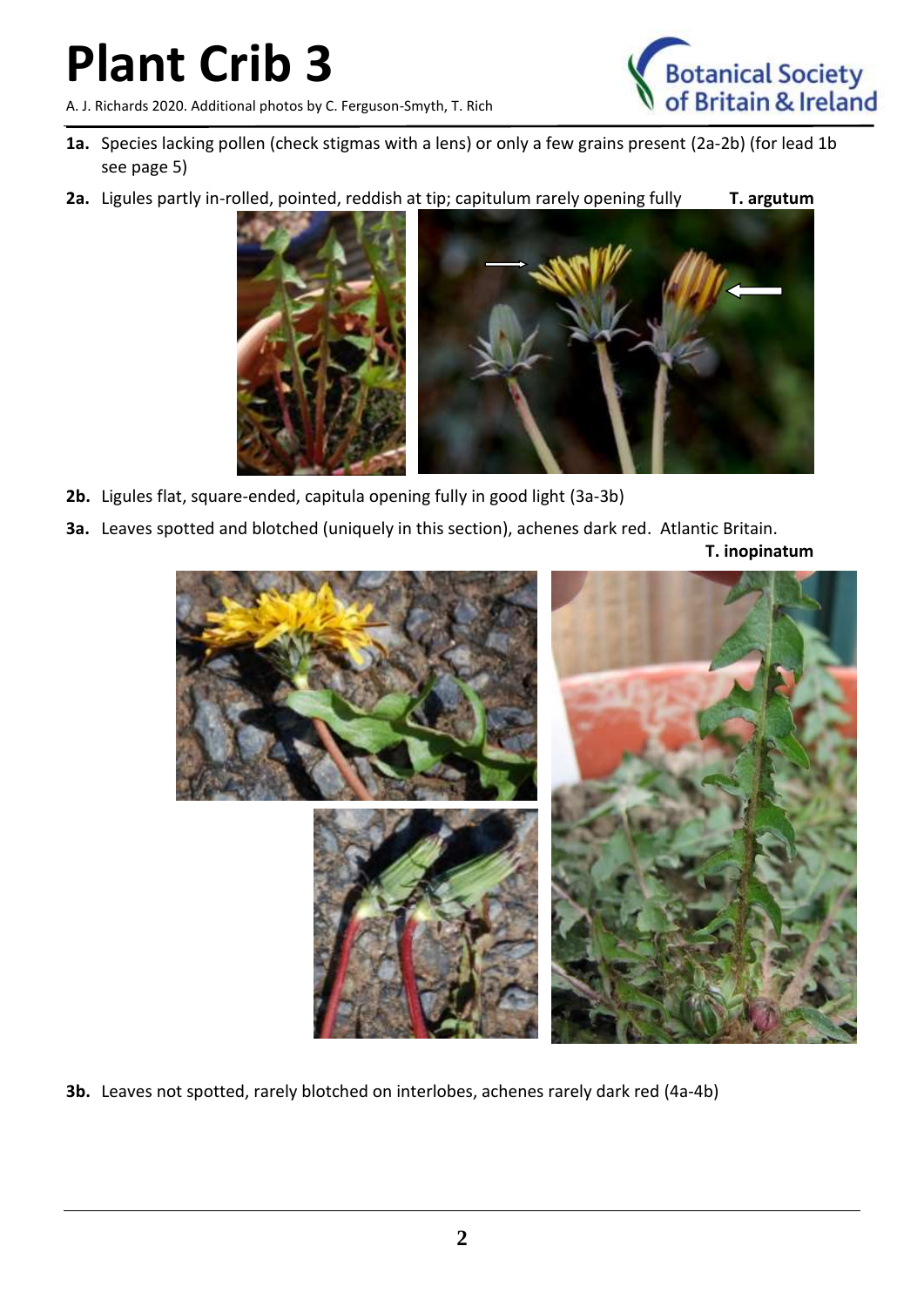# Plant Crib 3

A. J. Richards 2020. Additional photos by C. Ferguson-Smyth, T. Rich

**1a.** Species lacking pollen (check stigmas with a lens) or only a few grains present (2a-2b) (for lead 1b see page 5)

**2a.** Ligules partly in-rolled, pointed, reddish at tip; capitulum rarely opening fully **T. argutum**

**2b.** Ligules flat, square-ended, capitula opening fully in good light (3a-3b)

**3a.** Leaves spotted and blotched (uniquely in this section), achenes dark red. Atlantic Britain. **T. inopinatum**

**3b.** Leaves not spotted, rarely blotched on interlobes, achenes rarely dark red (4a-4b)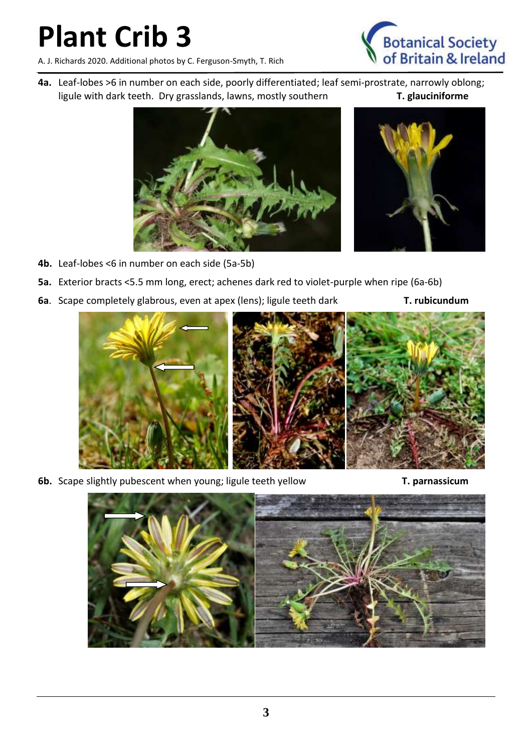**4a.** Leaf-lobes >6 in number on each side, poorly differentiated; leaf semi-prostrate, narrowly oblong; ligule with dark teeth. Dry grasslands, lawns, mostly southern **T. glauciniforme**

**4b.** Leaf-lobes <6 in number on each side (5a-5b)

**5a.** Exterior bracts <5.5 mm long, erect; achenes dark red to violet-purple when ripe (6a-6b)

**6a**. Scape completely glabrous, even at apex (lens); ligule teeth dark **T. rubicundum**

**6b.** Scape slightly pubescent when young; ligule teeth yellow **T. parnassicum**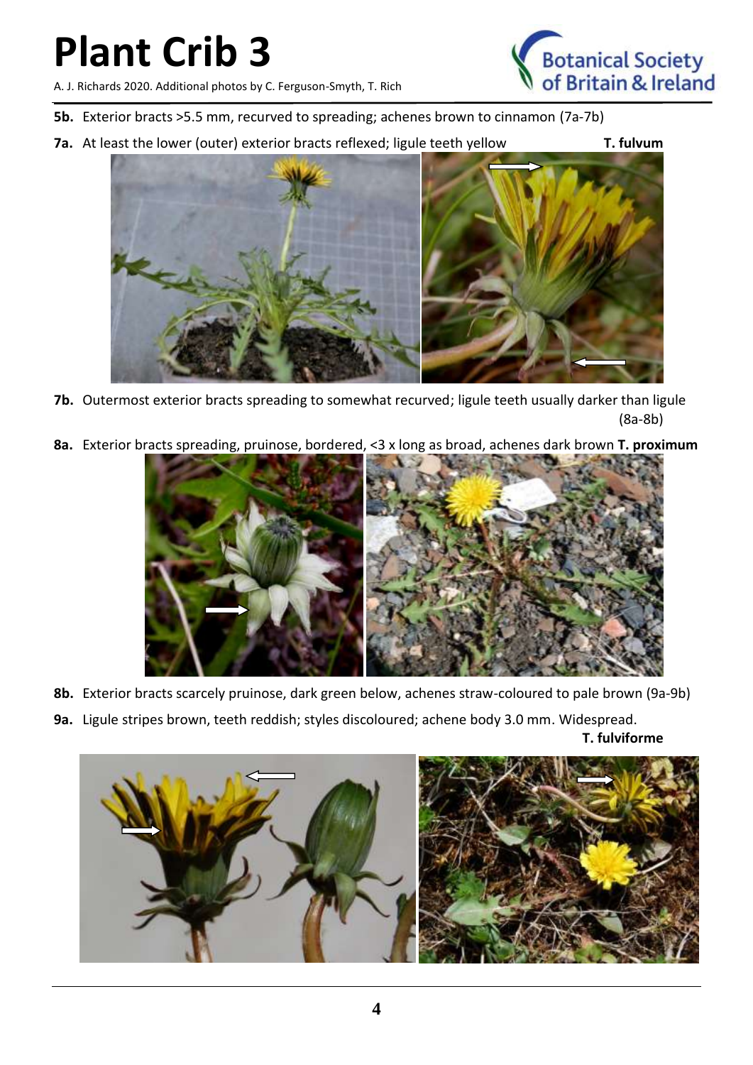**5b.** Exterior bracts >5.5 mm, recurved to spreading; achenes brown to cinnamon (7a-7b)

**7a.** At least the lower (outer) exterior bracts reflexed; ligule teeth yellow **T. fulvum**

**7b.** Outermost exterior bracts spreading to somewhat recurved; ligule teeth usually darker than ligule (8a-8b)

**8a.** Exterior bracts spreading, pruinose, bordered, <3 x long as broad, achenes dark brown **T. proximum**

**8b.** Exterior bracts scarcely pruinose, dark green below, achenes straw-coloured to pale brown (9a-9b)

**9a.** Ligule stripes brown, teeth reddish; styles discoloured; achene body 3.0 mm. Widespread. **T. fulviforme**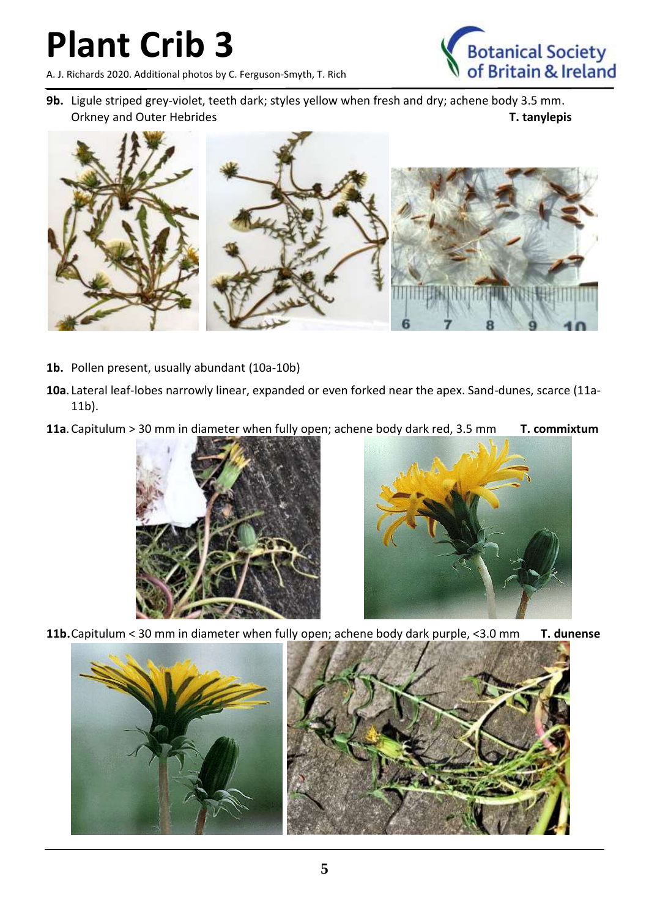**9b.** Ligule striped grey-violet, teeth dark; styles yellow when fresh and dry; achene body 3.5 mm. Orkney and Outer Hebrides **T. tanylepis**

**1b.** Pollen present, usually abundant (10a-10b)

**10a.** Lateral leaf-lobes narrowly linear, expanded or even forked near the apex. Sand-dunes, scarce (11a-11b).

**11a.** Capitulum > 30 mm in diameter when fully open; achene body dark red, 3.5 mm **T. commixtum**

**11b.** Capitulum < 30 mm in diameter when fully open; achene body dark purple, <3.0 mm **T. dunense**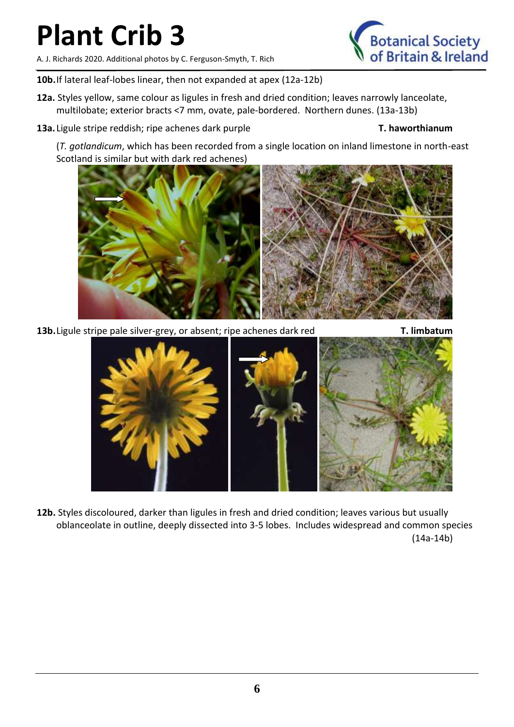**10b.** If lateral leaf-lobes linear, then not expanded at apex (12a-12b)

**12a.** Styles yellow, same colour as ligules in fresh and dried condition; leaves narrowly lanceolate, multilobate; exterior bracts <7 mm, ovate, pale-bordered. Northern dunes. (13a-13b)

**13a.** Ligule stripe reddish; ripe achenes dark purple **T. haworthianum**

(*T. gotlandicum*, which has been recorded from a single location on inland limestone in north-east Scotland is similar but with dark red achenes)

**13b.** Ligule stripe pale silver-grey, or absent; ripe achenes dark red **T. limbatum**

**12b.** Styles discoloured, darker than ligules in fresh and dried condition; leaves various but usually oblanceolate in outline, deeply dissected into 3-5 lobes. Includes widespread and common species (14a-14b)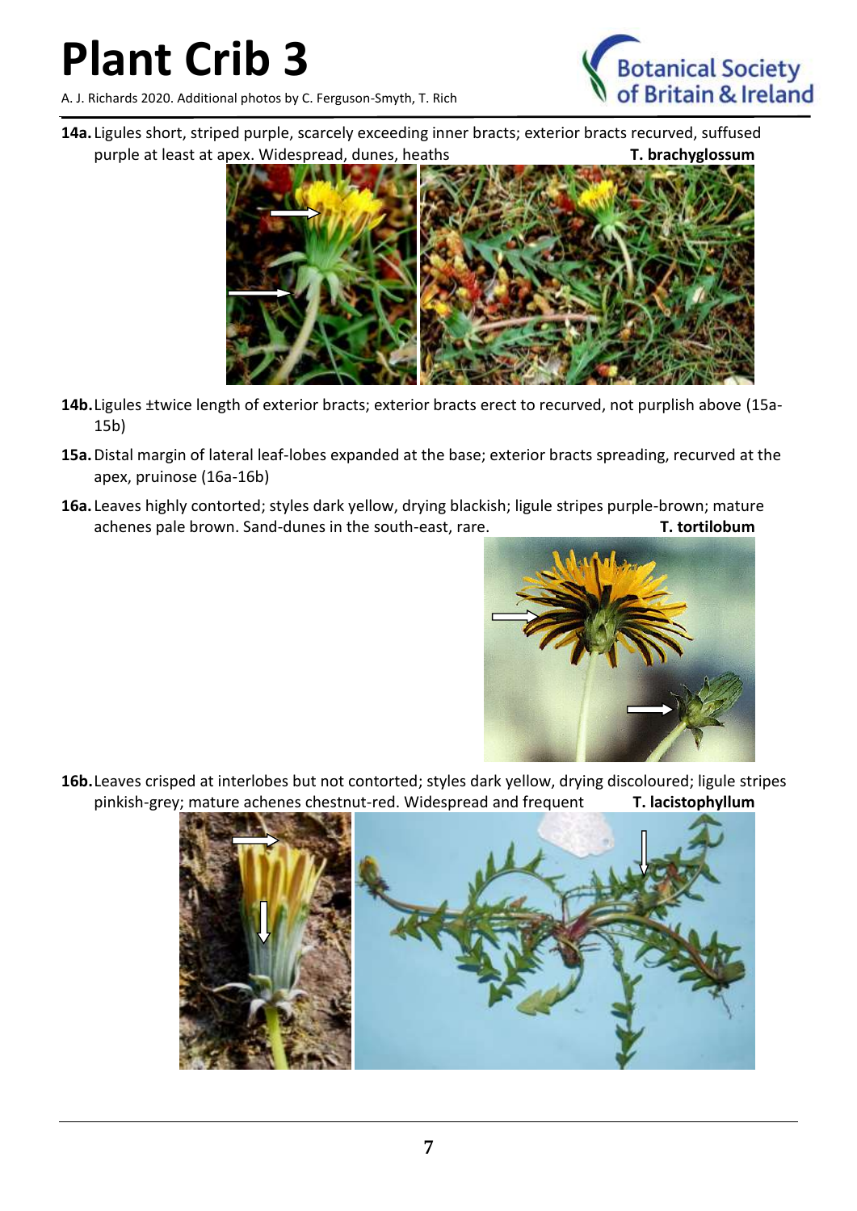**14a.** Ligules short, striped purple, scarcely exceeding inner bracts; exterior bracts recurved, suffused purple at least at apex. Widespread, dunes, heaths **T. brachyglossum**

**14b.** Ligules ±twice length of exterior bracts; exterior bracts erect to recurved, not purplish above (15a-15b)

**15a.** Distal margin of lateral leaf-lobes expanded at the base; exterior bracts spreading, recurved at the apex, pruinose (16a-16b)

**16a.** Leaves highly contorted; styles dark yellow, drying blackish; ligule stripes purple-brown; mature achenes pale brown. Sand-dunes in the south-east, rare. **T. tortilobum**

**16b.** Leaves crisped at interlobes but not contorted; styles dark yellow, drying discoloured; ligule stripes pinkish-grey; mature achenes chestnut-red. Widespread and frequent **T. lacistophyllum**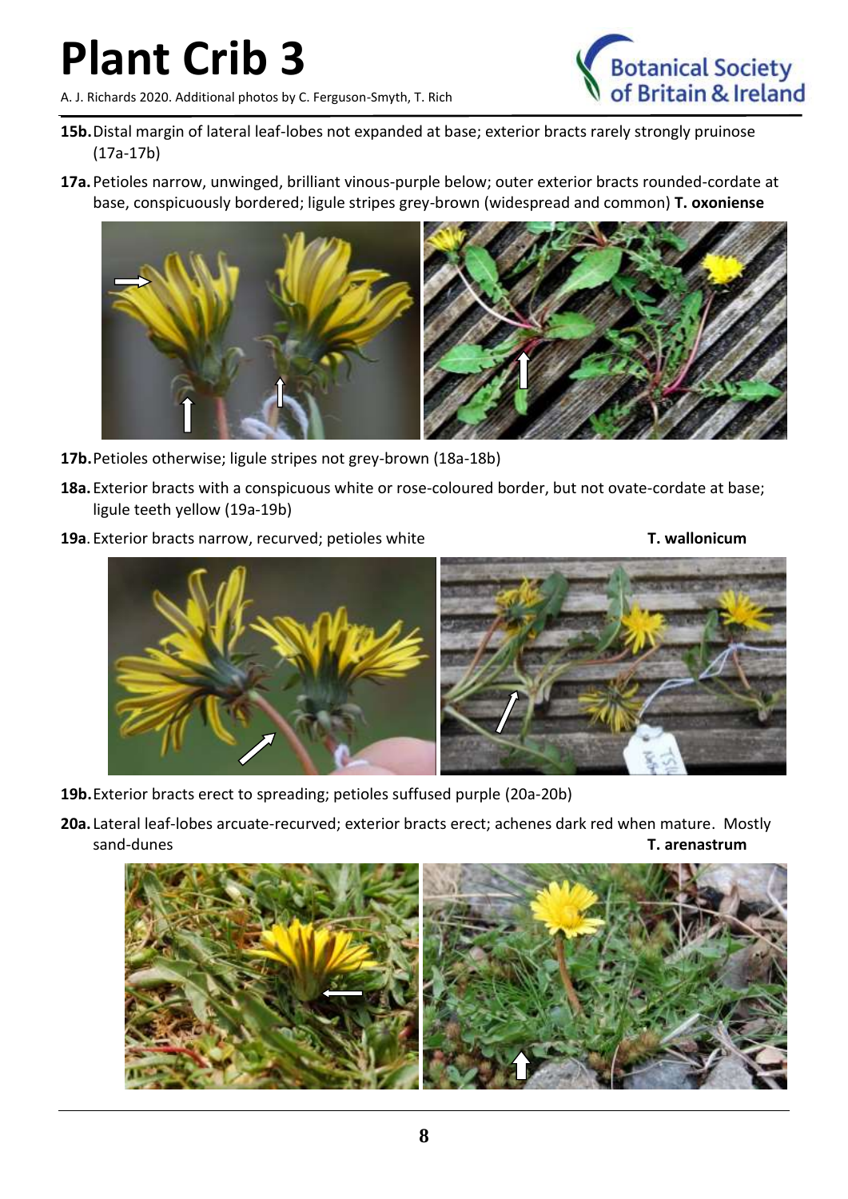**15b.** Distal margin of lateral leaf-lobes not expanded at base; exterior bracts rarely strongly pruinose (17a-17b)

**17a.** Petioles narrow, unwinged, brilliant vinous-purple below; outer exterior bracts rounded-cordate at base, conspicuously bordered; ligule stripes grey-brown (widespread and common) **T. oxoniense**

**17b.** Petioles otherwise; ligule stripes not grey-brown (18a-18b)

**18a.** Exterior bracts with a conspicuous white or rose-coloured border, but not ovate-cordate at base; ligule teeth yellow (19a-19b)

**19a**. Exterior bracts narrow, recurved; petioles white **T. wallonicum**

**19b.** Exterior bracts erect to spreading; petioles suffused purple (20a-20b)

**20a.** Lateral leaf-lobes arcuate-recurved; exterior bracts erect; achenes dark red when mature. Mostly sand-dunes **T. arenastrum**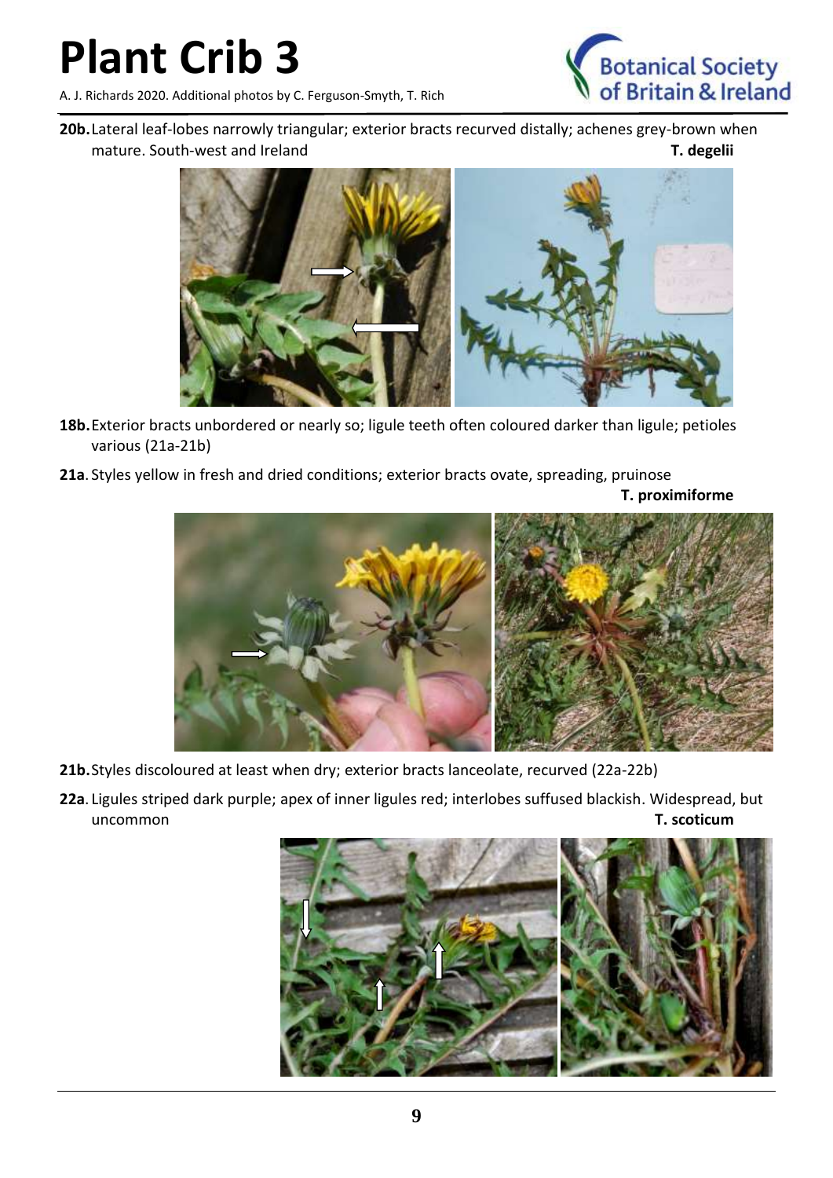**20b.** Lateral leaf-lobes narrowly triangular; exterior bracts recurved distally; achenes grey-brown when mature. South-west and Ireland **T. degelii**

**18b.** Exterior bracts unbordered or nearly so; ligule teeth often coloured darker than ligule; petioles various (21a-21b)

**21a.** Styles yellow in fresh and dried conditions; exterior bracts ovate, spreading, pruinose **T. proximiforme**

**21b.** Styles discoloured at least when dry; exterior bracts lanceolate, recurved (22a-22b)

**22a.** Ligules striped dark purple; apex of inner ligules red; interlobes suffused blackish. Widespread, but uncommon **T. scoticum**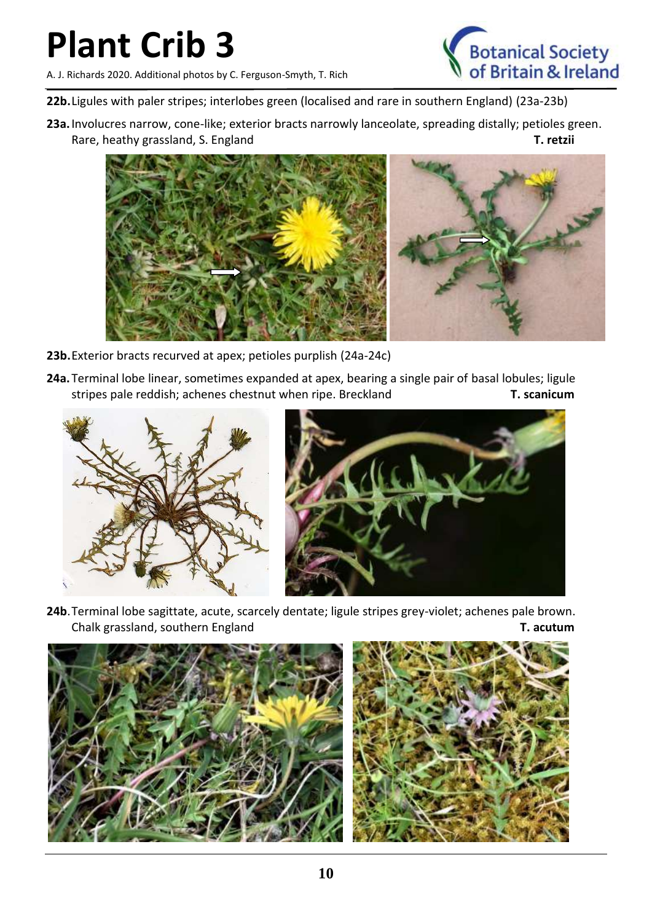**22b.** Ligules with paler stripes; interlobes green (localised and rare in southern England) (23a-23b)

**23a.** Involucres narrow, cone-like; exterior bracts narrowly lanceolate, spreading distally; petioles green. Rare, heathy grassland, S. England **T. retzii**

**23b.** Exterior bracts recurved at apex; petioles purplish (24a-24c)

**24a.** Terminal lobe linear, sometimes expanded at apex, bearing a single pair of basal lobules; ligule stripes pale reddish; achenes chestnut when ripe. Breckland **T. scanicum**

**24b.** Terminal lobe sagittate, acute, scarcely dentate; ligule stripes grey-violet; achenes pale brown. Chalk grassland, southern England **T. acutum**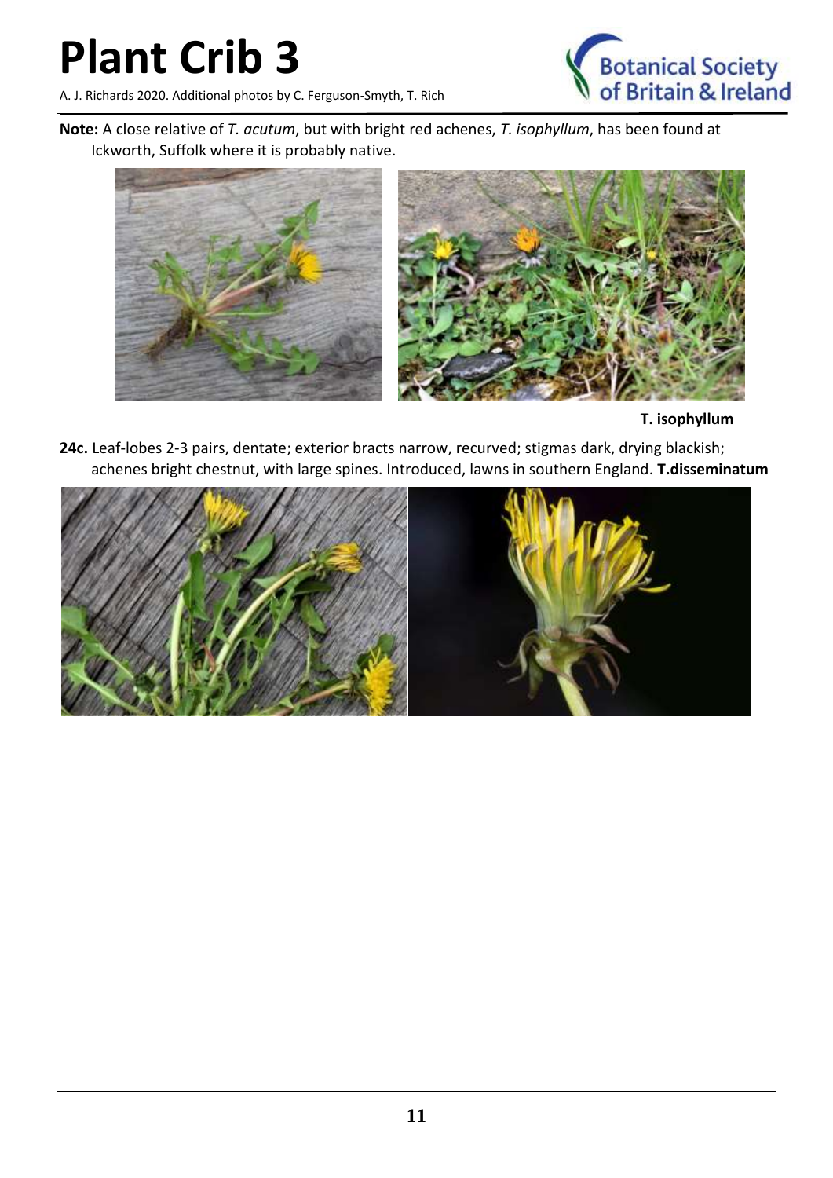**Note:** A close relative of *T. acutum*, but with bright red achenes, *T. isophyllum*, has been found at Ickworth, Suffolk where it is probably native.

**T. isophyllum**

**24c.** Leaf-lobes 2-3 pairs, dentate; exterior bracts narrow, recurved; stigmas dark, drying blackish; achenes bright chestnut, with large spines. Introduced, lawns in southern England. **T.disseminatum**